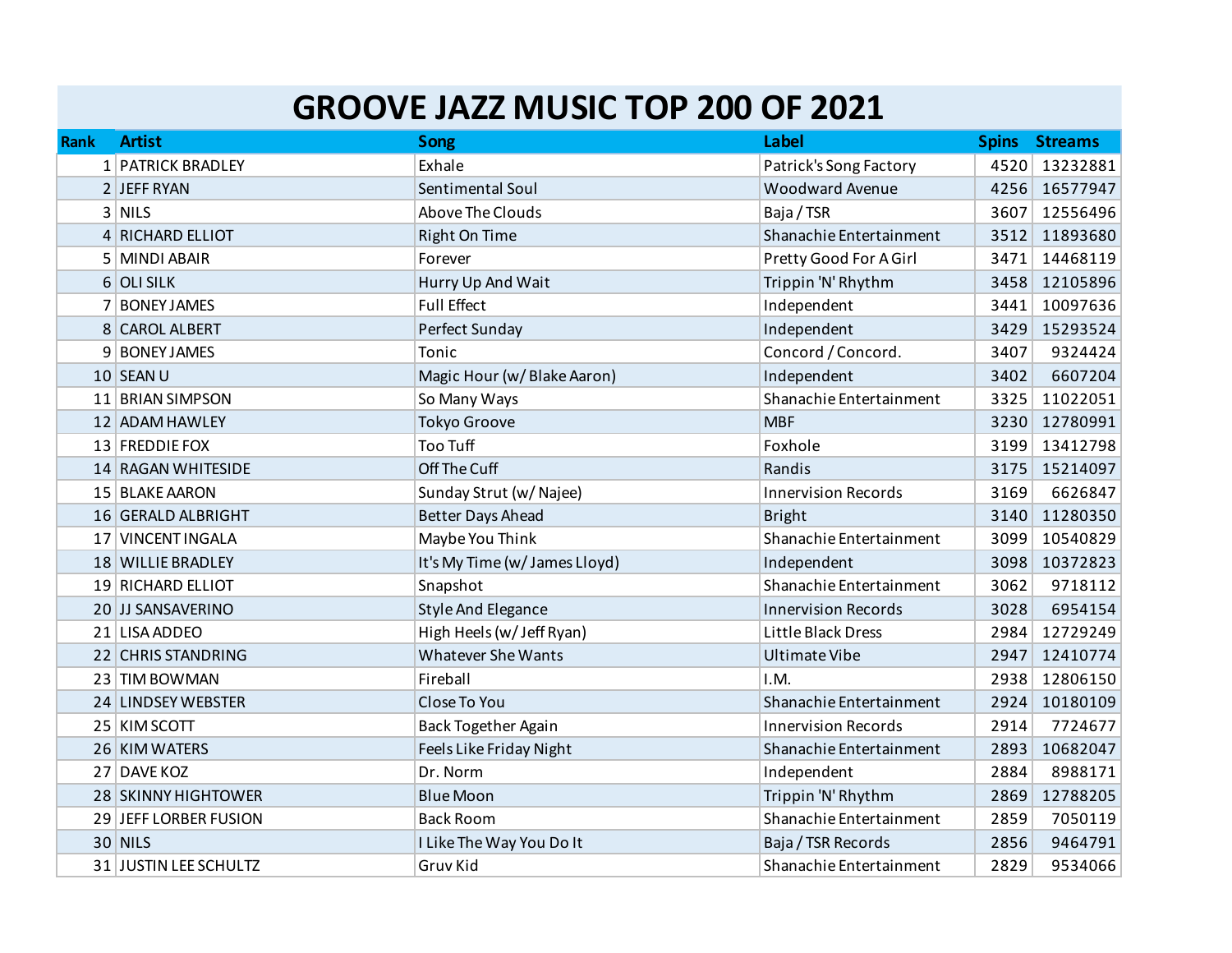# GROOVE JAZZ MUSIC TOP 200 OF 2021

| Rank | Artist | Song | Label | Spins | Streams |
|---|---|---|---|---|---|
| 1 | PATRICK BRADLEY | Exhale | Patrick's Song Factory | 4520 | 13232881 |
| 2 | JEFF RYAN | Sentimental Soul | Woodward Avenue | 4256 | 16577947 |
| 3 | NILS | Above The Clouds | Baja / TSR | 3607 | 12556496 |
| 4 | RICHARD ELLIOT | Right On Time | Shanachie Entertainment | 3512 | 11893680 |
| 5 | MINDI ABAIR | Forever | Pretty Good For A Girl | 3471 | 14468119 |
| 6 | OLI SILK | Hurry Up And Wait | Trippin 'N' Rhythm | 3458 | 12105896 |
| 7 | BONEY JAMES | Full Effect | Independent | 3441 | 10097636 |
| 8 | CAROL ALBERT | Perfect Sunday | Independent | 3429 | 15293524 |
| 9 | BONEY JAMES | Tonic | Concord / Concord. | 3407 | 9324424 |
| 10 | SEAN U | Magic Hour (w/ Blake Aaron) | Independent | 3402 | 6607204 |
| 11 | BRIAN SIMPSON | So Many Ways | Shanachie Entertainment | 3325 | 11022051 |
| 12 | ADAM HAWLEY | Tokyo Groove | MBF | 3230 | 12780991 |
| 13 | FREDDIE FOX | Too Tuff | Foxhole | 3199 | 13412798 |
| 14 | RAGAN WHITESIDE | Off The Cuff | Randis | 3175 | 15214097 |
| 15 | BLAKE AARON | Sunday Strut (w/ Najee) | Innervision Records | 3169 | 6626847 |
| 16 | GERALD ALBRIGHT | Better Days Ahead | Bright | 3140 | 11280350 |
| 17 | VINCENT INGALA | Maybe You Think | Shanachie Entertainment | 3099 | 10540829 |
| 18 | WILLIE BRADLEY | It's My Time (w/ James Lloyd) | Independent | 3098 | 10372823 |
| 19 | RICHARD ELLIOT | Snapshot | Shanachie Entertainment | 3062 | 9718112 |
| 20 | JJ SANSAVERINO | Style And Elegance | Innervision Records | 3028 | 6954154 |
| 21 | LISA ADDEO | High Heels (w/ Jeff Ryan) | Little Black Dress | 2984 | 12729249 |
| 22 | CHRIS STANDRING | Whatever She Wants | Ultimate Vibe | 2947 | 12410774 |
| 23 | TIM BOWMAN | Fireball | I.M. | 2938 | 12806150 |
| 24 | LINDSEY WEBSTER | Close To You | Shanachie Entertainment | 2924 | 10180109 |
| 25 | KIM SCOTT | Back Together Again | Innervision Records | 2914 | 7724677 |
| 26 | KIM WATERS | Feels Like Friday Night | Shanachie Entertainment | 2893 | 10682047 |
| 27 | DAVE KOZ | Dr. Norm | Independent | 2884 | 8988171 |
| 28 | SKINNY HIGHTOWER | Blue Moon | Trippin 'N' Rhythm | 2869 | 12788205 |
| 29 | JEFF LORBER FUSION | Back Room | Shanachie Entertainment | 2859 | 7050119 |
| 30 | NILS | I Like The Way You Do It | Baja / TSR Records | 2856 | 9464791 |
| 31 | JUSTIN LEE SCHULTZ | Gruv Kid | Shanachie Entertainment | 2829 | 9534066 |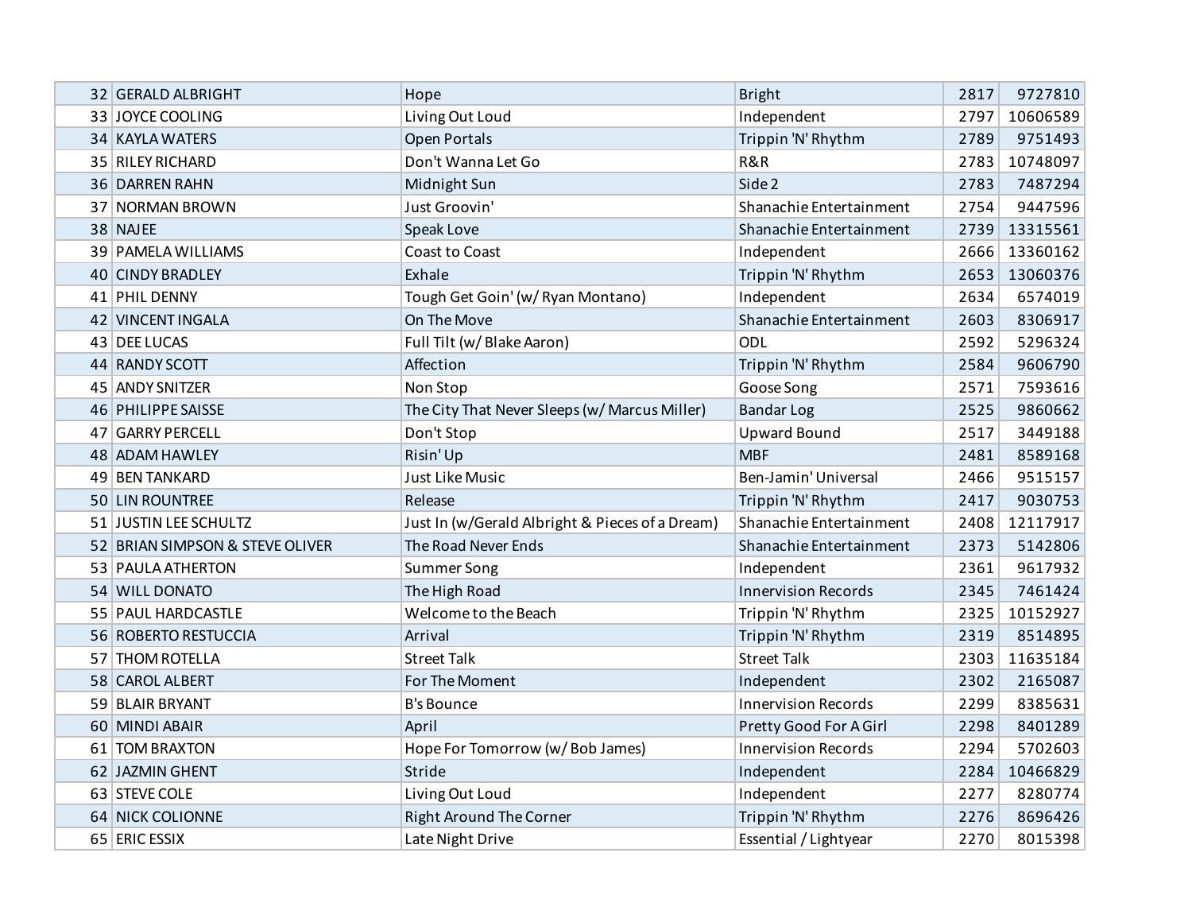| 32 | GERALD ALBRIGHT | Hope | Bright | 2817 | 9727810 |
|---|---|---|---|---|---|
| 33 | JOYCE COOLING | Living Out Loud | Independent | 2797 | 10606589 |
| 34 | KAYLA WATERS | Open Portals | Trippin 'N' Rhythm | 2789 | 9751493 |
| 35 | RILEY RICHARD | Don't Wanna Let Go | R&R | 2783 | 10748097 |
| 36 | DARREN RAHN | Midnight Sun | Side 2 | 2783 | 7487294 |
| 37 | NORMAN BROWN | Just Groovin' | Shanachie Entertainment | 2754 | 9447596 |
| 38 | NAJEE | Speak Love | Shanachie Entertainment | 2739 | 13315561 |
| 39 | PAMELA WILLIAMS | Coast to Coast | Independent | 2666 | 13360162 |
| 40 | CINDY BRADLEY | Exhale | Trippin 'N' Rhythm | 2653 | 13060376 |
| 41 | PHIL DENNY | Tough Get Goin' (w/ Ryan Montano) | Independent | 2634 | 6574019 |
| 42 | VINCENT INGALA | On The Move | Shanachie Entertainment | 2603 | 8306917 |
| 43 | DEE LUCAS | Full Tilt (w/ Blake Aaron) | ODL | 2592 | 5296324 |
| 44 | RANDY SCOTT | Affection | Trippin 'N' Rhythm | 2584 | 9606790 |
| 45 | ANDY SNITZER | Non Stop | Goose Song | 2571 | 7593616 |
| 46 | PHILIPPE SAISSE | The City That Never Sleeps (w/ Marcus Miller) | Bandar Log | 2525 | 9860662 |
| 47 | GARRY PERCELL | Don't Stop | Upward Bound | 2517 | 3449188 |
| 48 | ADAM HAWLEY | Risin' Up | MBF | 2481 | 8589168 |
| 49 | BEN TANKARD | Just Like Music | Ben-Jamin' Universal | 2466 | 9515157 |
| 50 | LIN ROUNTREE | Release | Trippin 'N' Rhythm | 2417 | 9030753 |
| 51 | JUSTIN LEE SCHULTZ | Just In (w/Gerald Albright & Pieces of a Dream) | Shanachie Entertainment | 2408 | 12117917 |
| 52 | BRIAN SIMPSON & STEVE OLIVER | The Road Never Ends | Shanachie Entertainment | 2373 | 5142806 |
| 53 | PAULA ATHERTON | Summer Song | Independent | 2361 | 9617932 |
| 54 | WILL DONATO | The High Road | Innervision Records | 2345 | 7461424 |
| 55 | PAUL HARDCASTLE | Welcome to the Beach | Trippin 'N' Rhythm | 2325 | 10152927 |
| 56 | ROBERTO RESTUCCIA | Arrival | Trippin 'N' Rhythm | 2319 | 8514895 |
| 57 | THOM ROTELLA | Street Talk | Street Talk | 2303 | 11635184 |
| 58 | CAROL ALBERT | For The Moment | Independent | 2302 | 2165087 |
| 59 | BLAIR BRYANT | B's Bounce | Innervision Records | 2299 | 8385631 |
| 60 | MINDI ABAIR | April | Pretty Good For A Girl | 2298 | 8401289 |
| 61 | TOM BRAXTON | Hope For Tomorrow (w/ Bob James) | Innervision Records | 2294 | 5702603 |
| 62 | JAZMIN GHENT | Stride | Independent | 2284 | 10466829 |
| 63 | STEVE COLE | Living Out Loud | Independent | 2277 | 8280774 |
| 64 | NICK COLIONNE | Right Around The Corner | Trippin 'N' Rhythm | 2276 | 8696426 |
| 65 | ERIC ESSIX | Late Night Drive | Essential / Lightyear | 2270 | 8015398 |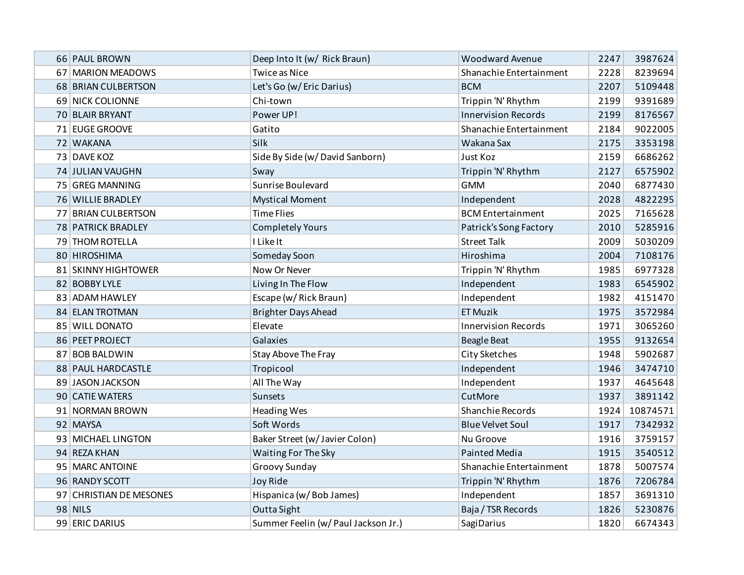| | | | | | |
|---|---|---|---|---|---|
| 66 | PAUL BROWN | Deep Into It (w/ Rick Braun) | Woodward Avenue | 2247 | 3987624 |
| 67 | MARION MEADOWS | Twice as Nice | Shanachie Entertainment | 2228 | 8239694 |
| 68 | BRIAN CULBERTSON | Let's Go (w/ Eric Darius) | BCM | 2207 | 5109448 |
| 69 | NICK COLIONNE | Chi-town | Trippin 'N' Rhythm | 2199 | 9391689 |
| 70 | BLAIR BRYANT | Power UP! | Innervision Records | 2199 | 8176567 |
| 71 | EUGE GROOVE | Gatito | Shanachie Entertainment | 2184 | 9022005 |
| 72 | WAKANA | Silk | Wakana Sax | 2175 | 3353198 |
| 73 | DAVE KOZ | Side By Side (w/ David Sanborn) | Just Koz | 2159 | 6686262 |
| 74 | JULIAN VAUGHN | Sway | Trippin 'N' Rhythm | 2127 | 6575902 |
| 75 | GREG MANNING | Sunrise Boulevard | GMM | 2040 | 6877430 |
| 76 | WILLIE BRADLEY | Mystical Moment | Independent | 2028 | 4822295 |
| 77 | BRIAN CULBERTSON | Time Flies | BCM Entertainment | 2025 | 7165628 |
| 78 | PATRICK BRADLEY | Completely Yours | Patrick's Song Factory | 2010 | 5285916 |
| 79 | THOM ROTELLA | I Like It | Street Talk | 2009 | 5030209 |
| 80 | HIROSHIMA | Someday Soon | Hiroshima | 2004 | 7108176 |
| 81 | SKINNY HIGHTOWER | Now Or Never | Trippin 'N' Rhythm | 1985 | 6977328 |
| 82 | BOBBY LYLE | Living In The Flow | Independent | 1983 | 6545902 |
| 83 | ADAM HAWLEY | Escape (w/ Rick Braun) | Independent | 1982 | 4151470 |
| 84 | ELAN TROTMAN | Brighter Days Ahead | ET Muzik | 1975 | 3572984 |
| 85 | WILL DONATO | Elevate | Innervision Records | 1971 | 3065260 |
| 86 | PEET PROJECT | Galaxies | Beagle Beat | 1955 | 9132654 |
| 87 | BOB BALDWIN | Stay Above The Fray | City Sketches | 1948 | 5902687 |
| 88 | PAUL HARDCASTLE | Tropicool | Independent | 1946 | 3474710 |
| 89 | JASON JACKSON | All The Way | Independent | 1937 | 4645648 |
| 90 | CATIE WATERS | Sunsets | CutMore | 1937 | 3891142 |
| 91 | NORMAN BROWN | Heading Wes | Shanchie Records | 1924 | 10874571 |
| 92 | MAYSA | Soft Words | Blue Velvet Soul | 1917 | 7342932 |
| 93 | MICHAEL LINGTON | Baker Street (w/ Javier Colon) | Nu Groove | 1916 | 3759157 |
| 94 | REZA KHAN | Waiting For The Sky | Painted Media | 1915 | 3540512 |
| 95 | MARC ANTOINE | Groovy Sunday | Shanachie Entertainment | 1878 | 5007574 |
| 96 | RANDY SCOTT | Joy Ride | Trippin 'N' Rhythm | 1876 | 7206784 |
| 97 | CHRISTIAN DE MESONES | Hispanica (w/ Bob James) | Independent | 1857 | 3691310 |
| 98 | NILS | Outta Sight | Baja / TSR Records | 1826 | 5230876 |
| 99 | ERIC DARIUS | Summer Feelin (w/ Paul Jackson Jr.) | SagiDarius | 1820 | 6674343 |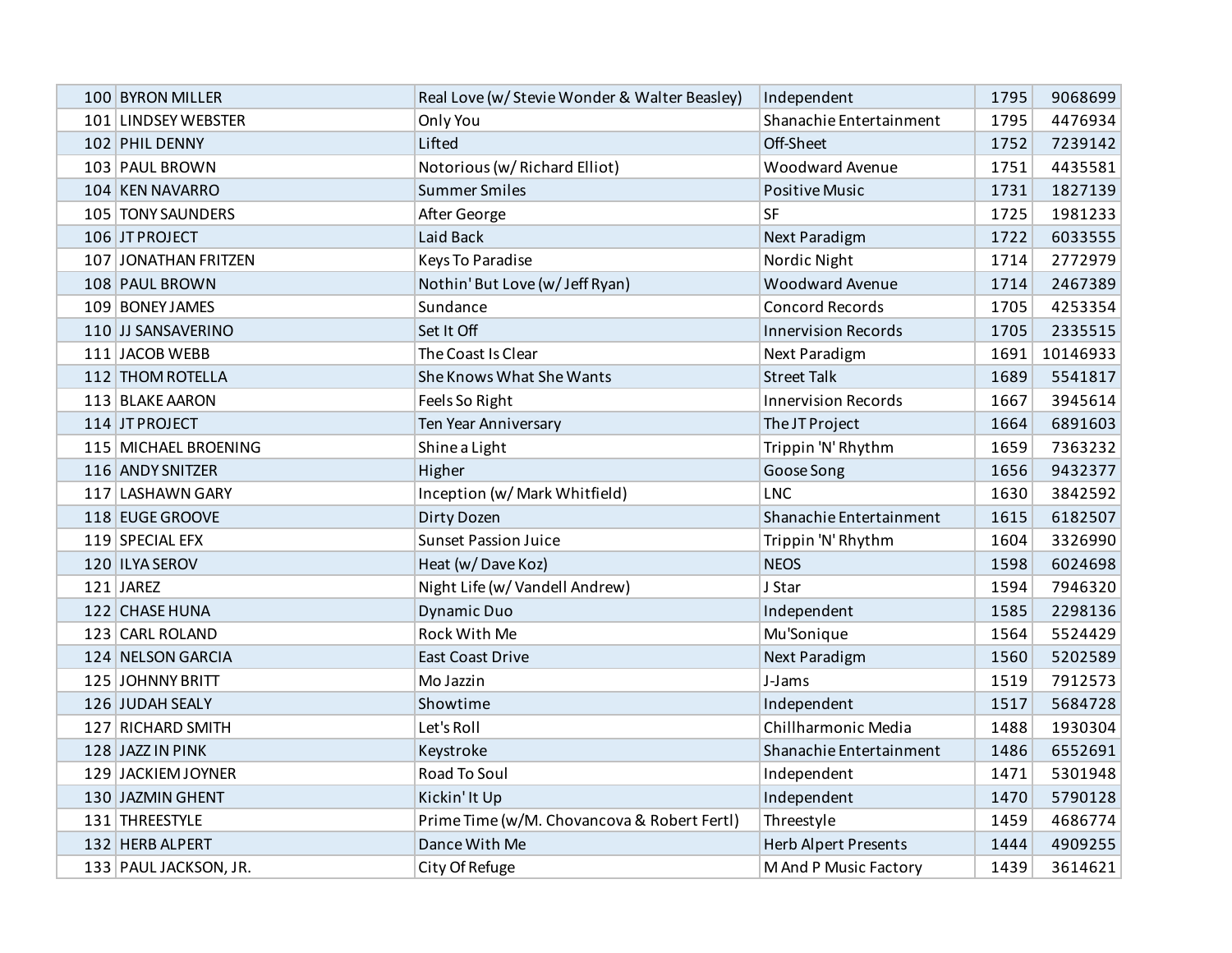| | | | | | |
|---|---|---|---|---|---|
| 100 | BYRON MILLER | Real Love (w/ Stevie Wonder & Walter Beasley) | Independent | 1795 | 9068699 |
| 101 | LINDSEY WEBSTER | Only You | Shanachie Entertainment | 1795 | 4476934 |
| 102 | PHIL DENNY | Lifted | Off-Sheet | 1752 | 7239142 |
| 103 | PAUL BROWN | Notorious (w/ Richard Elliot) | Woodward Avenue | 1751 | 4435581 |
| 104 | KEN NAVARRO | Summer Smiles | Positive Music | 1731 | 1827139 |
| 105 | TONY SAUNDERS | After George | SF | 1725 | 1981233 |
| 106 | JT PROJECT | Laid Back | Next Paradigm | 1722 | 6033555 |
| 107 | JONATHAN FRITZEN | Keys To Paradise | Nordic Night | 1714 | 2772979 |
| 108 | PAUL BROWN | Nothin' But Love (w/ Jeff Ryan) | Woodward Avenue | 1714 | 2467389 |
| 109 | BONEY JAMES | Sundance | Concord Records | 1705 | 4253354 |
| 110 | JJ SANSAVERINO | Set It Off | Innervision Records | 1705 | 2335515 |
| 111 | JACOB WEBB | The Coast Is Clear | Next Paradigm | 1691 | 10146933 |
| 112 | THOM ROTELLA | She Knows What She Wants | Street Talk | 1689 | 5541817 |
| 113 | BLAKE AARON | Feels So Right | Innervision Records | 1667 | 3945614 |
| 114 | JT PROJECT | Ten Year Anniversary | The JT Project | 1664 | 6891603 |
| 115 | MICHAEL BROENING | Shine a Light | Trippin 'N' Rhythm | 1659 | 7363232 |
| 116 | ANDY SNITZER | Higher | Goose Song | 1656 | 9432377 |
| 117 | LASHAWN GARY | Inception (w/ Mark Whitfield) | LNC | 1630 | 3842592 |
| 118 | EUGE GROOVE | Dirty Dozen | Shanachie Entertainment | 1615 | 6182507 |
| 119 | SPECIAL EFX | Sunset Passion Juice | Trippin 'N' Rhythm | 1604 | 3326990 |
| 120 | ILYA SEROV | Heat (w/ Dave Koz) | NEOS | 1598 | 6024698 |
| 121 | JAREZ | Night Life (w/ Vandell Andrew) | J Star | 1594 | 7946320 |
| 122 | CHASE HUNA | Dynamic Duo | Independent | 1585 | 2298136 |
| 123 | CARL ROLAND | Rock With Me | Mu'Sonique | 1564 | 5524429 |
| 124 | NELSON GARCIA | East Coast Drive | Next Paradigm | 1560 | 5202589 |
| 125 | JOHNNY BRITT | Mo Jazzin | J-Jams | 1519 | 7912573 |
| 126 | JUDAH SEALY | Showtime | Independent | 1517 | 5684728 |
| 127 | RICHARD SMITH | Let's Roll | Chillharmonic Media | 1488 | 1930304 |
| 128 | JAZZ IN PINK | Keystroke | Shanachie Entertainment | 1486 | 6552691 |
| 129 | JACKIEM JOYNER | Road To Soul | Independent | 1471 | 5301948 |
| 130 | JAZMIN GHENT | Kickin' It Up | Independent | 1470 | 5790128 |
| 131 | THREESTYLE | Prime Time (w/M. Chovancova & Robert Fertl) | Threestyle | 1459 | 4686774 |
| 132 | HERB ALPERT | Dance With Me | Herb Alpert Presents | 1444 | 4909255 |
| 133 | PAUL JACKSON, JR. | City Of Refuge | M And P Music Factory | 1439 | 3614621 |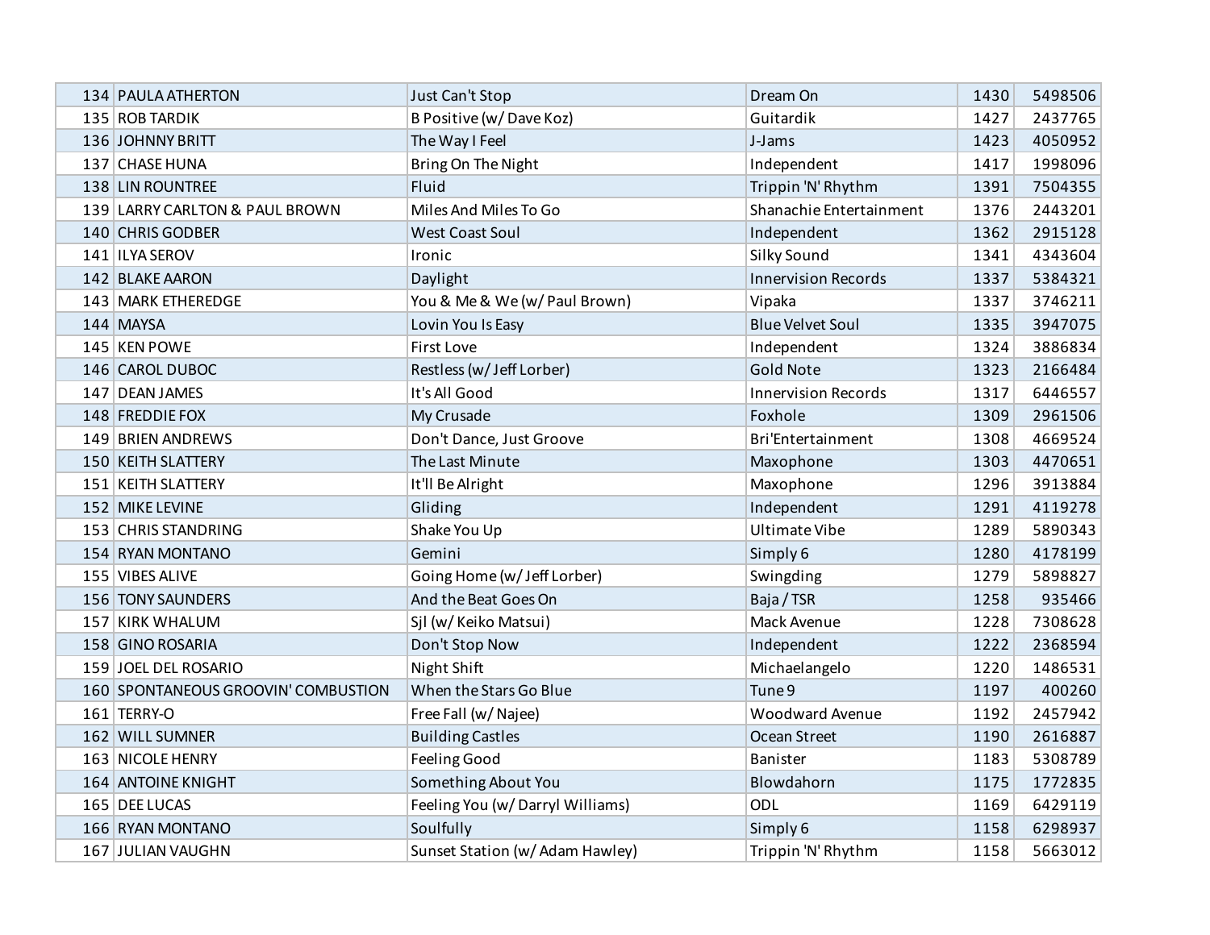| | | | | | |
|---|---|---|---|---|---|
| 134 | PAULA ATHERTON | Just Can't Stop | Dream On | 1430 | 5498506 |
| 135 | ROB TARDIK | B Positive (w/ Dave Koz) | Guitardik | 1427 | 2437765 |
| 136 | JOHNNY BRITT | The Way I Feel | J-Jams | 1423 | 4050952 |
| 137 | CHASE HUNA | Bring On The Night | Independent | 1417 | 1998096 |
| 138 | LIN ROUNTREE | Fluid | Trippin 'N' Rhythm | 1391 | 7504355 |
| 139 | LARRY CARLTON & PAUL BROWN | Miles And Miles To Go | Shanachie Entertainment | 1376 | 2443201 |
| 140 | CHRIS GODBER | West Coast Soul | Independent | 1362 | 2915128 |
| 141 | ILYA SEROV | Ironic | Silky Sound | 1341 | 4343604 |
| 142 | BLAKE AARON | Daylight | Innervision Records | 1337 | 5384321 |
| 143 | MARK ETHEREDGE | You & Me & We (w/ Paul Brown) | Vipaka | 1337 | 3746211 |
| 144 | MAYSA | Lovin You Is Easy | Blue Velvet Soul | 1335 | 3947075 |
| 145 | KEN POWE | First Love | Independent | 1324 | 3886834 |
| 146 | CAROL DUBOC | Restless (w/ Jeff Lorber) | Gold Note | 1323 | 2166484 |
| 147 | DEAN JAMES | It's All Good | Innervision Records | 1317 | 6446557 |
| 148 | FREDDIE FOX | My Crusade | Foxhole | 1309 | 2961506 |
| 149 | BRIEN ANDREWS | Don't Dance, Just Groove | Bri'Entertainment | 1308 | 4669524 |
| 150 | KEITH SLATTERY | The Last Minute | Maxophone | 1303 | 4470651 |
| 151 | KEITH SLATTERY | It'll Be Alright | Maxophone | 1296 | 3913884 |
| 152 | MIKE LEVINE | Gliding | Independent | 1291 | 4119278 |
| 153 | CHRIS STANDRING | Shake You Up | Ultimate Vibe | 1289 | 5890343 |
| 154 | RYAN MONTANO | Gemini | Simply 6 | 1280 | 4178199 |
| 155 | VIBES ALIVE | Going Home (w/ Jeff Lorber) | Swingding | 1279 | 5898827 |
| 156 | TONY SAUNDERS | And the Beat Goes On | Baja / TSR | 1258 | 935466 |
| 157 | KIRK WHALUM | Sjl (w/ Keiko Matsui) | Mack Avenue | 1228 | 7308628 |
| 158 | GINO ROSARIA | Don't Stop Now | Independent | 1222 | 2368594 |
| 159 | JOEL DEL ROSARIO | Night Shift | Michaelangelo | 1220 | 1486531 |
| 160 | SPONTANEOUS GROOVIN' COMBUSTION | When the Stars Go Blue | Tune 9 | 1197 | 400260 |
| 161 | TERRY-O | Free Fall (w/ Najee) | Woodward Avenue | 1192 | 2457942 |
| 162 | WILL SUMNER | Building Castles | Ocean Street | 1190 | 2616887 |
| 163 | NICOLE HENRY | Feeling Good | Banister | 1183 | 5308789 |
| 164 | ANTOINE KNIGHT | Something About You | Blowdahorn | 1175 | 1772835 |
| 165 | DEE LUCAS | Feeling You (w/ Darryl Williams) | ODL | 1169 | 6429119 |
| 166 | RYAN MONTANO | Soulfully | Simply 6 | 1158 | 6298937 |
| 167 | JULIAN VAUGHN | Sunset Station (w/ Adam Hawley) | Trippin 'N' Rhythm | 1158 | 5663012 |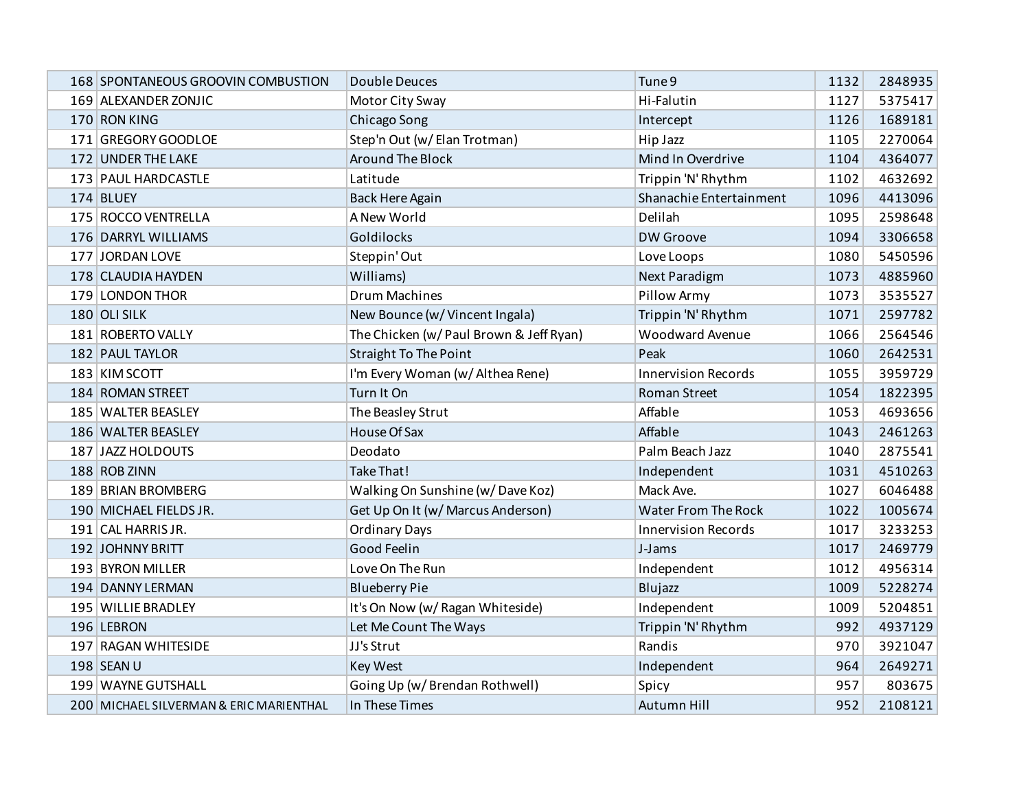| | | | | | |
|---|---|---|---|---|---|
| 168 | SPONTANEOUS GROOVIN COMBUSTION | Double Deuces | Tune 9 | 1132 | 2848935 |
| 169 | ALEXANDER ZONJIC | Motor City Sway | Hi-Falutin | 1127 | 5375417 |
| 170 | RON KING | Chicago Song | Intercept | 1126 | 1689181 |
| 171 | GREGORY GOODLOE | Step'n Out (w/ Elan Trotman) | Hip Jazz | 1105 | 2270064 |
| 172 | UNDER THE LAKE | Around The Block | Mind In Overdrive | 1104 | 4364077 |
| 173 | PAUL HARDCASTLE | Latitude | Trippin 'N' Rhythm | 1102 | 4632692 |
| 174 | BLUEY | Back Here Again | Shanachie Entertainment | 1096 | 4413096 |
| 175 | ROCCO VENTRELLA | A New World | Delilah | 1095 | 2598648 |
| 176 | DARRYL WILLIAMS | Goldilocks | DW Groove | 1094 | 3306658 |
| 177 | JORDAN LOVE | Steppin' Out | Love Loops | 1080 | 5450596 |
| 178 | CLAUDIA HAYDEN | Williams) | Next Paradigm | 1073 | 4885960 |
| 179 | LONDON THOR | Drum Machines | Pillow Army | 1073 | 3535527 |
| 180 | OLI SILK | New Bounce (w/ Vincent Ingala) | Trippin 'N' Rhythm | 1071 | 2597782 |
| 181 | ROBERTO VALLY | The Chicken (w/ Paul Brown & Jeff Ryan) | Woodward Avenue | 1066 | 2564546 |
| 182 | PAUL TAYLOR | Straight To The Point | Peak | 1060 | 2642531 |
| 183 | KIM SCOTT | I'm Every Woman (w/ Althea Rene) | Innervision Records | 1055 | 3959729 |
| 184 | ROMAN STREET | Turn It On | Roman Street | 1054 | 1822395 |
| 185 | WALTER BEASLEY | The Beasley Strut | Affable | 1053 | 4693656 |
| 186 | WALTER BEASLEY | House Of Sax | Affable | 1043 | 2461263 |
| 187 | JAZZ HOLDOUTS | Deodato | Palm Beach Jazz | 1040 | 2875541 |
| 188 | ROB ZINN | Take That! | Independent | 1031 | 4510263 |
| 189 | BRIAN BROMBERG | Walking On Sunshine (w/ Dave Koz) | Mack Ave. | 1027 | 6046488 |
| 190 | MICHAEL FIELDS JR. | Get Up On It (w/ Marcus Anderson) | Water From The Rock | 1022 | 1005674 |
| 191 | CAL HARRIS JR. | Ordinary Days | Innervision Records | 1017 | 3233253 |
| 192 | JOHNNY BRITT | Good Feelin | J-Jams | 1017 | 2469779 |
| 193 | BYRON MILLER | Love On The Run | Independent | 1012 | 4956314 |
| 194 | DANNY LERMAN | Blueberry Pie | Blujazz | 1009 | 5228274 |
| 195 | WILLIE BRADLEY | It's On Now (w/ Ragan Whiteside) | Independent | 1009 | 5204851 |
| 196 | LEBRON | Let Me Count The Ways | Trippin 'N' Rhythm | 992 | 4937129 |
| 197 | RAGAN WHITESIDE | JJ's Strut | Randis | 970 | 3921047 |
| 198 | SEAN U | Key West | Independent | 964 | 2649271 |
| 199 | WAYNE GUTSHALL | Going Up (w/ Brendan Rothwell) | Spicy | 957 | 803675 |
| 200 | MICHAEL SILVERMAN & ERIC MARIENTHAL | In These Times | Autumn Hill | 952 | 2108121 |